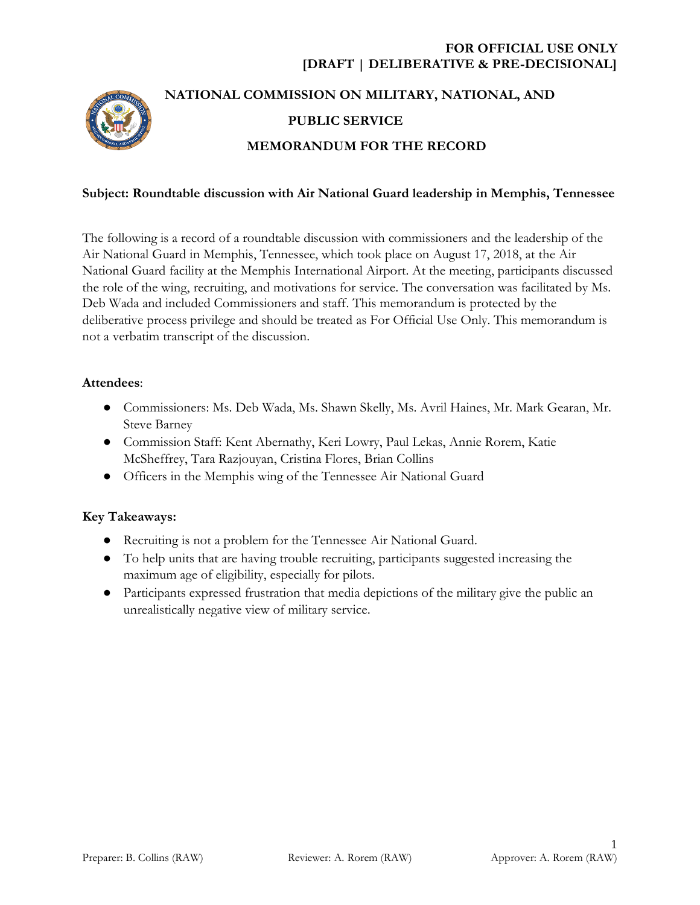**FOR OFFICIAL USE ONLY**
**[DRAFT | DELIBERATIVE & PRE-DECISIONAL]**

# NATIONAL COMMISSION ON MILITARY, NATIONAL, AND PUBLIC SERVICE

## MEMORANDUM FOR THE RECORD

**Subject: Roundtable discussion with Air National Guard leadership in Memphis, Tennessee**

The following is a record of a roundtable discussion with commissioners and the leadership of the Air National Guard in Memphis, Tennessee, which took place on August 17, 2018, at the Air National Guard facility at the Memphis International Airport. At the meeting, participants discussed the role of the wing, recruiting, and motivations for service. The conversation was facilitated by Ms. Deb Wada and included Commissioners and staff. This memorandum is protected by the deliberative process privilege and should be treated as For Official Use Only. This memorandum is not a verbatim transcript of the discussion.

**Attendees**:

- Commissioners: Ms. Deb Wada, Ms. Shawn Skelly, Ms. Avril Haines, Mr. Mark Gearan, Mr. Steve Barney
- Commission Staff: Kent Abernathy, Keri Lowry, Paul Lekas, Annie Rorem, Katie McSheffrey, Tara Razjouyan, Cristina Flores, Brian Collins
- Officers in the Memphis wing of the Tennessee Air National Guard

**Key Takeaways:**

- Recruiting is not a problem for the Tennessee Air National Guard.
- To help units that are having trouble recruiting, participants suggested increasing the maximum age of eligibility, especially for pilots.
- Participants expressed frustration that media depictions of the military give the public an unrealistically negative view of military service.

Preparer: B. Collins (RAW) Reviewer: A. Rorem (RAW) Approver: A. Rorem (RAW)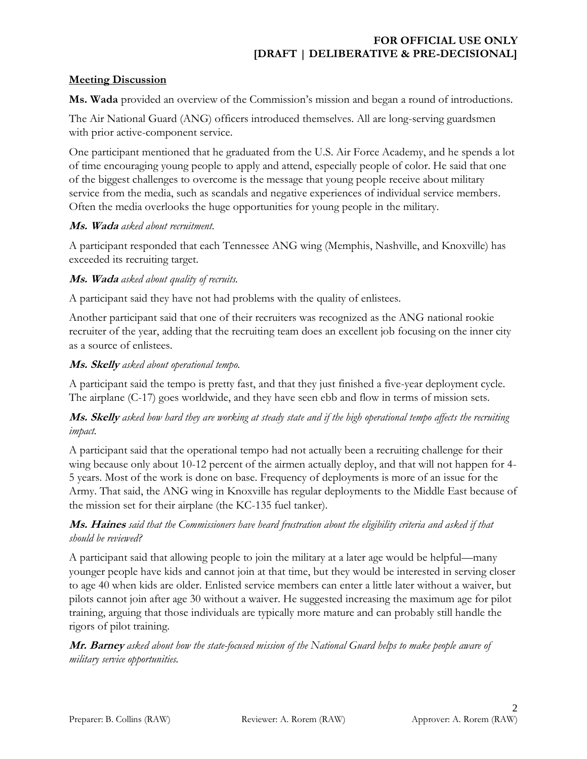### Meeting Discussion

**Ms. Wada** provided an overview of the Commission's mission and began a round of introductions.

The Air National Guard (ANG) officers introduced themselves. All are long-serving guardsmen with prior active-component service.

One participant mentioned that he graduated from the U.S. Air Force Academy, and he spends a lot of time encouraging young people to apply and attend, especially people of color. He said that one of the biggest challenges to overcome is the message that young people receive about military service from the media, such as scandals and negative experiences of individual service members. Often the media overlooks the huge opportunities for young people in the military.

***Ms. Wada** asked about recruitment.*

A participant responded that each Tennessee ANG wing (Memphis, Nashville, and Knoxville) has exceeded its recruiting target.

***Ms. Wada** asked about quality of recruits.*

A participant said they have not had problems with the quality of enlistees.

Another participant said that one of their recruiters was recognized as the ANG national rookie recruiter of the year, adding that the recruiting team does an excellent job focusing on the inner city as a source of enlistees.

***Ms. Skelly** asked about operational tempo.*

A participant said the tempo is pretty fast, and that they just finished a five-year deployment cycle. The airplane (C-17) goes worldwide, and they have seen ebb and flow in terms of mission sets.

***Ms. Skelly** asked how hard they are working at steady state and if the high operational tempo affects the recruiting impact.*

A participant said that the operational tempo had not actually been a recruiting challenge for their wing because only about 10-12 percent of the airmen actually deploy, and that will not happen for 4-5 years. Most of the work is done on base. Frequency of deployments is more of an issue for the Army. That said, the ANG wing in Knoxville has regular deployments to the Middle East because of the mission set for their airplane (the KC-135 fuel tanker).

***Ms. Haines** said that the Commissioners have heard frustration about the eligibility criteria and asked if that should be reviewed?*

A participant said that allowing people to join the military at a later age would be helpful—many younger people have kids and cannot join at that time, but they would be interested in serving closer to age 40 when kids are older. Enlisted service members can enter a little later without a waiver, but pilots cannot join after age 30 without a waiver. He suggested increasing the maximum age for pilot training, arguing that those individuals are typically more mature and can probably still handle the rigors of pilot training.

***Mr. Barney** asked about how the state-focused mission of the National Guard helps to make people aware of military service opportunities.*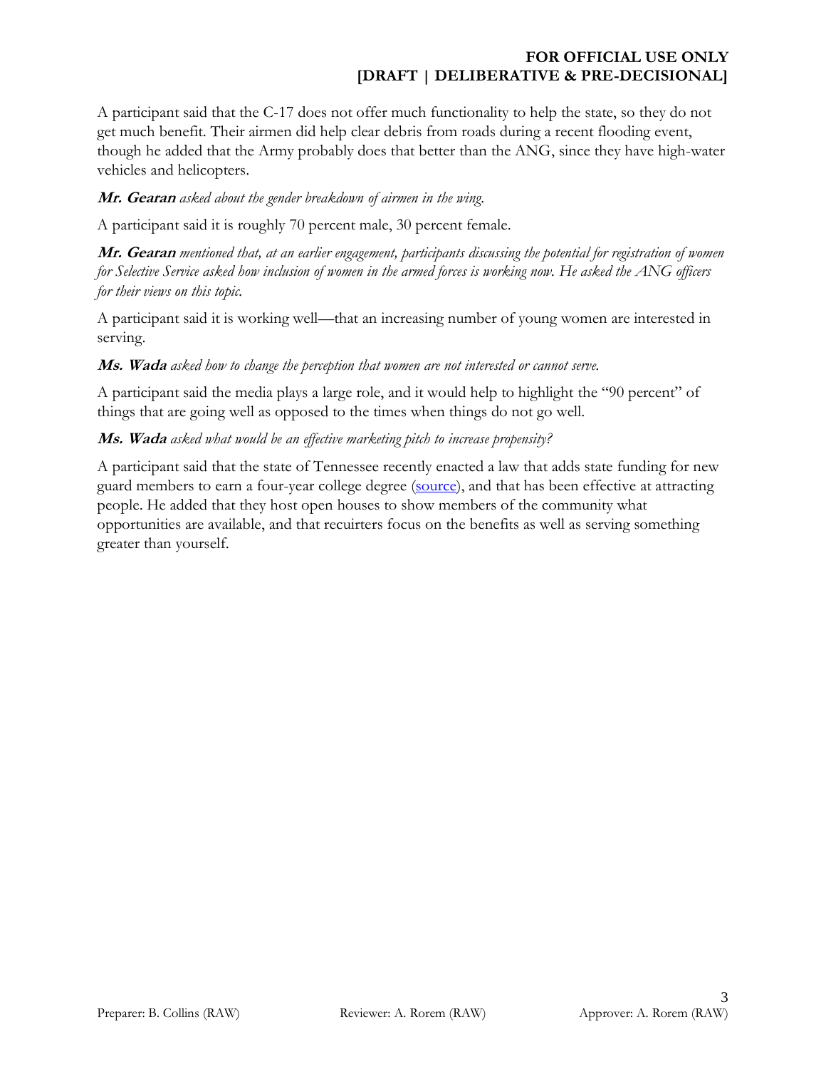A participant said that the C-17 does not offer much functionality to help the state, so they do not get much benefit. Their airmen did help clear debris from roads during a recent flooding event, though he added that the Army probably does that better than the ANG, since they have high-water vehicles and helicopters.

***Mr. Gearan*** *asked about the gender breakdown of airmen in the wing.*

A participant said it is roughly 70 percent male, 30 percent female.

***Mr. Gearan*** *mentioned that, at an earlier engagement, participants discussing the potential for registration of women for Selective Service asked how inclusion of women in the armed forces is working now. He asked the ANG officers for their views on this topic.*

A participant said it is working well—that an increasing number of young women are interested in serving.

***Ms. Wada*** *asked how to change the perception that women are not interested or cannot serve.*

A participant said the media plays a large role, and it would help to highlight the "90 percent" of things that are going well as opposed to the times when things do not go well.

***Ms. Wada*** *asked what would be an effective marketing pitch to increase propensity?*

A participant said that the state of Tennessee recently enacted a law that adds state funding for new guard members to earn a four-year college degree (source), and that has been effective at attracting people. He added that they host open houses to show members of the community what opportunities are available, and that recuirters focus on the benefits as well as serving something greater than yourself.